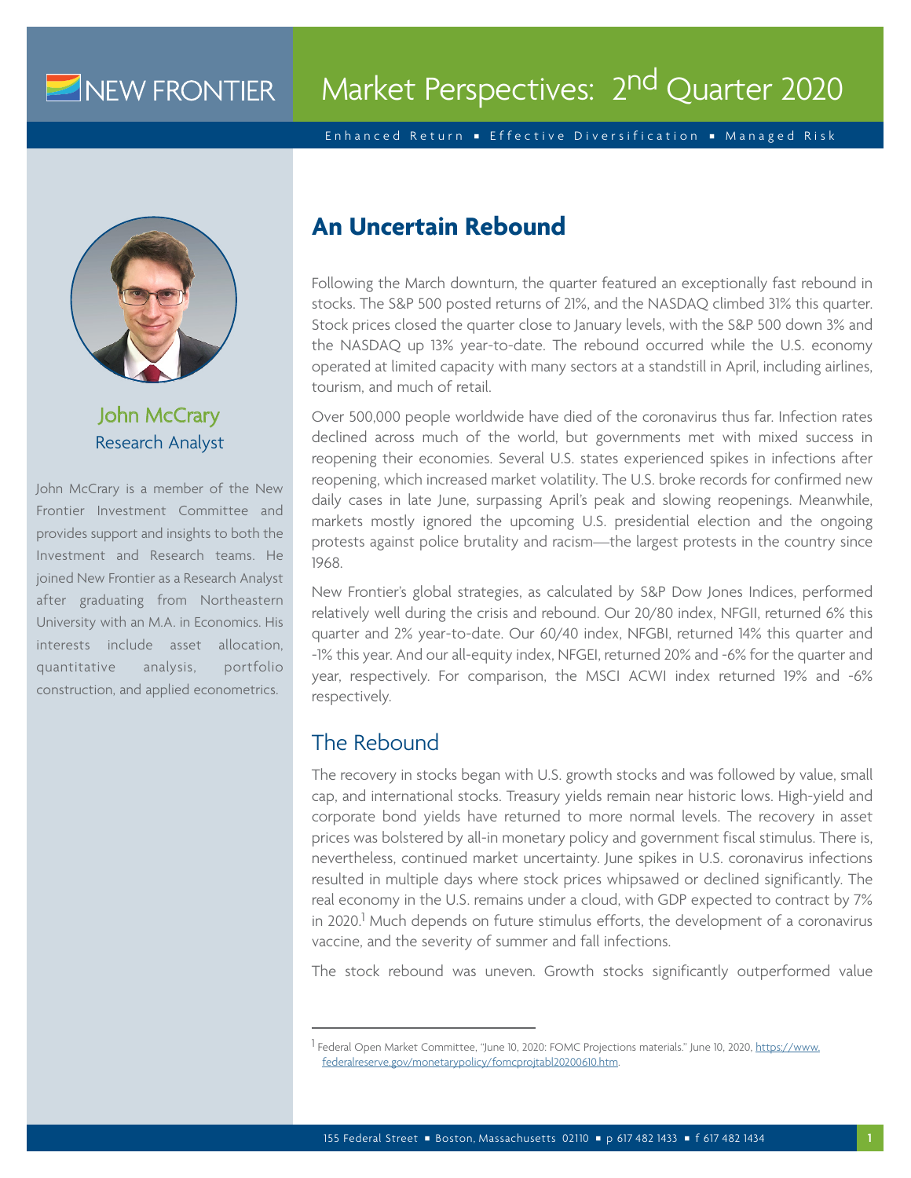# Market Perspectives: 2nd Quarter 2020

Enhanced Return ▪ Effective Diversification ▪ Managed Risk

**John McCrary**
Research Analyst

John McCrary is a member of the New Frontier Investment Committee and provides support and insights to both the Investment and Research teams. He joined New Frontier as a Research Analyst after graduating from Northeastern University with an M.A. in Economics. His interests include asset allocation, quantitative analysis, portfolio construction, and applied econometrics.

## An Uncertain Rebound

Following the March downturn, the quarter featured an exceptionally fast rebound in stocks. The S&P 500 posted returns of 21%, and the NASDAQ climbed 31% this quarter. Stock prices closed the quarter close to January levels, with the S&P 500 down 3% and the NASDAQ up 13% year-to-date. The rebound occurred while the U.S. economy operated at limited capacity with many sectors at a standstill in April, including airlines, tourism, and much of retail.

Over 500,000 people worldwide have died of the coronavirus thus far. Infection rates declined across much of the world, but governments met with mixed success in reopening their economies. Several U.S. states experienced spikes in infections after reopening, which increased market volatility. The U.S. broke records for confirmed new daily cases in late June, surpassing April's peak and slowing reopenings. Meanwhile, markets mostly ignored the upcoming U.S. presidential election and the ongoing protests against police brutality and racism—the largest protests in the country since 1968.

New Frontier's global strategies, as calculated by S&P Dow Jones Indices, performed relatively well during the crisis and rebound. Our 20/80 index, NFGII, returned 6% this quarter and 2% year-to-date. Our 60/40 index, NFGBI, returned 14% this quarter and -1% this year. And our all-equity index, NFGEI, returned 20% and -6% for the quarter and year, respectively. For comparison, the MSCI ACWI index returned 19% and -6% respectively.

## The Rebound

The recovery in stocks began with U.S. growth stocks and was followed by value, small cap, and international stocks. Treasury yields remain near historic lows. High-yield and corporate bond yields have returned to more normal levels. The recovery in asset prices was bolstered by all-in monetary policy and government fiscal stimulus. There is, nevertheless, continued market uncertainty. June spikes in U.S. coronavirus infections resulted in multiple days where stock prices whipsawed or declined significantly. The real economy in the U.S. remains under a cloud, with GDP expected to contract by 7% in 2020.[1] Much depends on future stimulus efforts, the development of a coronavirus vaccine, and the severity of summer and fall infections.

The stock rebound was uneven. Growth stocks significantly outperformed value

---

[1] Federal Open Market Committee, "June 10, 2020: FOMC Projections materials." June 10, 2020, https://www.federalreserve.gov/monetarypolicy/fomcprojtabl20200610.htm.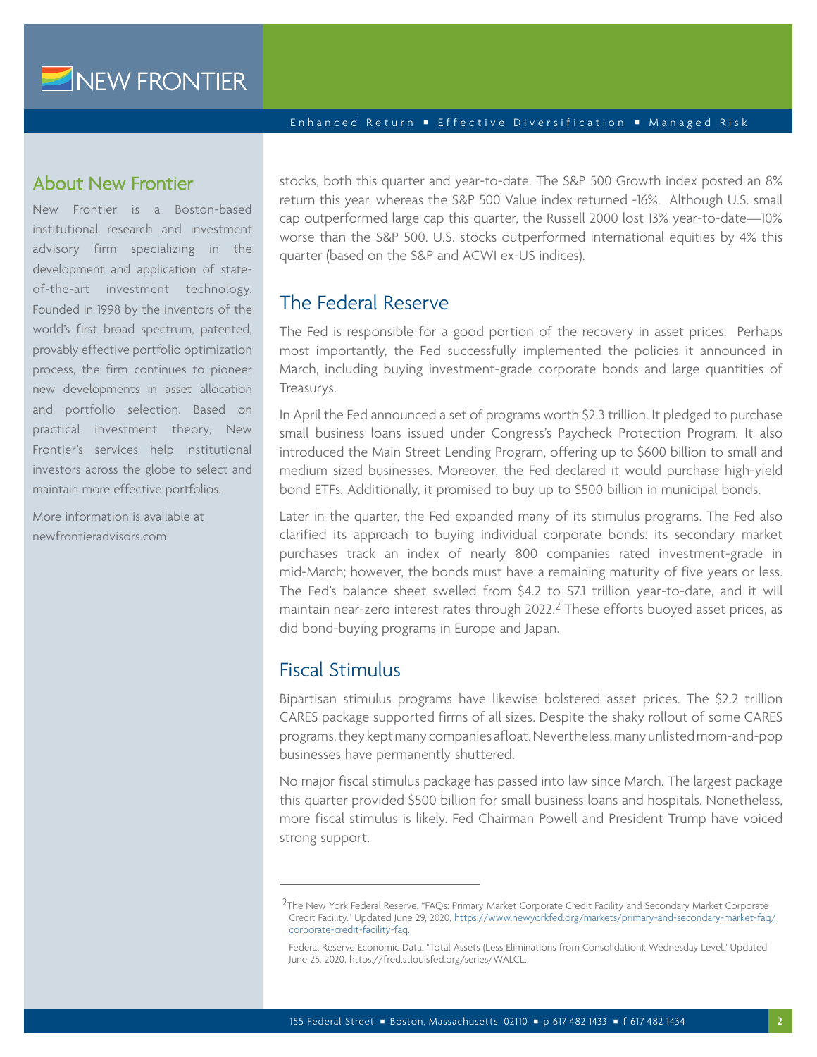## About New Frontier

New Frontier is a Boston-based institutional research and investment advisory firm specializing in the development and application of state-of-the-art investment technology. Founded in 1998 by the inventors of the world's first broad spectrum, patented, provably effective portfolio optimization process, the firm continues to pioneer new developments in asset allocation and portfolio selection. Based on practical investment theory, New Frontier's services help institutional investors across the globe to select and maintain more effective portfolios.

More information is available at newfrontieradvisors.com

stocks, both this quarter and year-to-date. The S&P 500 Growth index posted an 8% return this year, whereas the S&P 500 Value index returned -16%. Although U.S. small cap outperformed large cap this quarter, the Russell 2000 lost 13% year-to-date—10% worse than the S&P 500. U.S. stocks outperformed international equities by 4% this quarter (based on the S&P and ACWI ex-US indices).

## The Federal Reserve

The Fed is responsible for a good portion of the recovery in asset prices. Perhaps most importantly, the Fed successfully implemented the policies it announced in March, including buying investment-grade corporate bonds and large quantities of Treasurys.

In April the Fed announced a set of programs worth $2.3 trillion. It pledged to purchase small business loans issued under Congress's Paycheck Protection Program. It also introduced the Main Street Lending Program, offering up to $600 billion to small and medium sized businesses. Moreover, the Fed declared it would purchase high-yield bond ETFs. Additionally, it promised to buy up to $500 billion in municipal bonds.

Later in the quarter, the Fed expanded many of its stimulus programs. The Fed also clarified its approach to buying individual corporate bonds: its secondary market purchases track an index of nearly 800 companies rated investment-grade in mid-March; however, the bonds must have a remaining maturity of five years or less. The Fed's balance sheet swelled from $4.2 to $7.1 trillion year-to-date, and it will maintain near-zero interest rates through 2022.[2] These efforts buoyed asset prices, as did bond-buying programs in Europe and Japan.

## Fiscal Stimulus

Bipartisan stimulus programs have likewise bolstered asset prices. The $2.2 trillion CARES package supported firms of all sizes. Despite the shaky rollout of some CARES programs, they kept many companies afloat. Nevertheless, many unlisted mom-and-pop businesses have permanently shuttered.

No major fiscal stimulus package has passed into law since March. The largest package this quarter provided $500 billion for small business loans and hospitals. Nonetheless, more fiscal stimulus is likely. Fed Chairman Powell and President Trump have voiced strong support.

---

[2] The New York Federal Reserve. "FAQs: Primary Market Corporate Credit Facility and Secondary Market Corporate Credit Facility." Updated June 29, 2020, https://www.newyorkfed.org/markets/primary-and-secondary-market-faq/corporate-credit-facility-faq.

Federal Reserve Economic Data. "Total Assets (Less Eliminations from Consolidation): Wednesday Level." Updated June 25, 2020, https://fred.stlouisfed.org/series/WALCL.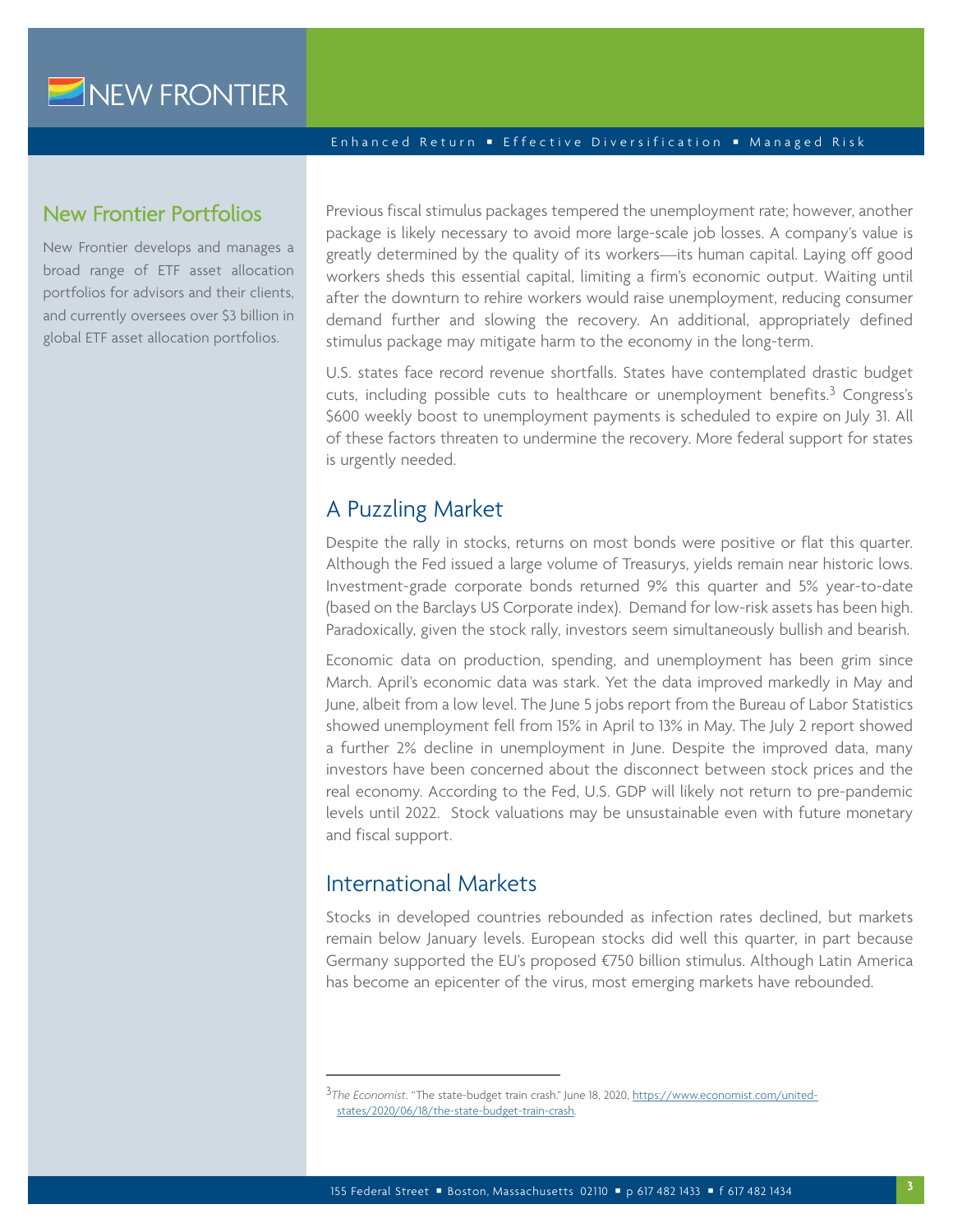## New Frontier Portfolios

New Frontier develops and manages a broad range of ETF asset allocation portfolios for advisors and their clients, and currently oversees over $3 billion in global ETF asset allocation portfolios.

Previous fiscal stimulus packages tempered the unemployment rate; however, another package is likely necessary to avoid more large-scale job losses. A company's value is greatly determined by the quality of its workers—its human capital. Laying off good workers sheds this essential capital, limiting a firm's economic output. Waiting until after the downturn to rehire workers would raise unemployment, reducing consumer demand further and slowing the recovery. An additional, appropriately defined stimulus package may mitigate harm to the economy in the long-term.

U.S. states face record revenue shortfalls. States have contemplated drastic budget cuts, including possible cuts to healthcare or unemployment benefits.[3] Congress's $600 weekly boost to unemployment payments is scheduled to expire on July 31. All of these factors threaten to undermine the recovery. More federal support for states is urgently needed.

## A Puzzling Market

Despite the rally in stocks, returns on most bonds were positive or flat this quarter. Although the Fed issued a large volume of Treasurys, yields remain near historic lows. Investment-grade corporate bonds returned 9% this quarter and 5% year-to-date (based on the Barclays US Corporate index). Demand for low-risk assets has been high. Paradoxically, given the stock rally, investors seem simultaneously bullish and bearish.

Economic data on production, spending, and unemployment has been grim since March. April's economic data was stark. Yet the data improved markedly in May and June, albeit from a low level. The June 5 jobs report from the Bureau of Labor Statistics showed unemployment fell from 15% in April to 13% in May. The July 2 report showed a further 2% decline in unemployment in June. Despite the improved data, many investors have been concerned about the disconnect between stock prices and the real economy. According to the Fed, U.S. GDP will likely not return to pre-pandemic levels until 2022. Stock valuations may be unsustainable even with future monetary and fiscal support.

## International Markets

Stocks in developed countries rebounded as infection rates declined, but markets remain below January levels. European stocks did well this quarter, in part because Germany supported the EU's proposed €750 billion stimulus. Although Latin America has become an epicenter of the virus, most emerging markets have rebounded.

---

[3] *The Economist*. "The state-budget train crash." June 18, 2020, https://www.economist.com/united-states/2020/06/18/the-state-budget-train-crash.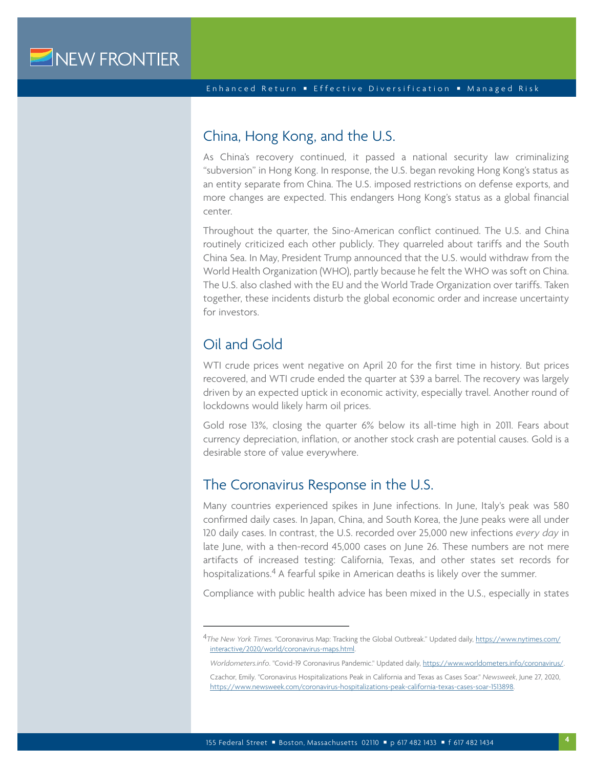## China, Hong Kong, and the U.S.

As China's recovery continued, it passed a national security law criminalizing "subversion" in Hong Kong. In response, the U.S. began revoking Hong Kong's status as an entity separate from China. The U.S. imposed restrictions on defense exports, and more changes are expected. This endangers Hong Kong's status as a global financial center.

Throughout the quarter, the Sino-American conflict continued. The U.S. and China routinely criticized each other publicly. They quarreled about tariffs and the South China Sea. In May, President Trump announced that the U.S. would withdraw from the World Health Organization (WHO), partly because he felt the WHO was soft on China. The U.S. also clashed with the EU and the World Trade Organization over tariffs. Taken together, these incidents disturb the global economic order and increase uncertainty for investors.

## Oil and Gold

WTI crude prices went negative on April 20 for the first time in history. But prices recovered, and WTI crude ended the quarter at $39 a barrel. The recovery was largely driven by an expected uptick in economic activity, especially travel. Another round of lockdowns would likely harm oil prices.

Gold rose 13%, closing the quarter 6% below its all-time high in 2011. Fears about currency depreciation, inflation, or another stock crash are potential causes. Gold is a desirable store of value everywhere.

## The Coronavirus Response in the U.S.

Many countries experienced spikes in June infections. In June, Italy's peak was 580 confirmed daily cases. In Japan, China, and South Korea, the June peaks were all under 120 daily cases. In contrast, the U.S. recorded over 25,000 new infections *every day* in late June, with a then-record 45,000 cases on June 26. These numbers are not mere artifacts of increased testing: California, Texas, and other states set records for hospitalizations.[4] A fearful spike in American deaths is likely over the summer.

Compliance with public health advice has been mixed in the U.S., especially in states

---

[4] *The New York Times*. "Coronavirus Map: Tracking the Global Outbreak." Updated daily, https://www.nytimes.com/interactive/2020/world/coronavirus-maps.html.

*Worldometers.info*. "Covid-19 Coronavirus Pandemic." Updated daily, https://www.worldometers.info/coronavirus/.

Czachor, Emily. "Coronavirus Hospitalizations Peak in California and Texas as Cases Soar." *Newsweek*, June 27, 2020, https://www.newsweek.com/coronavirus-hospitalizations-peak-california-texas-cases-soar-1513898.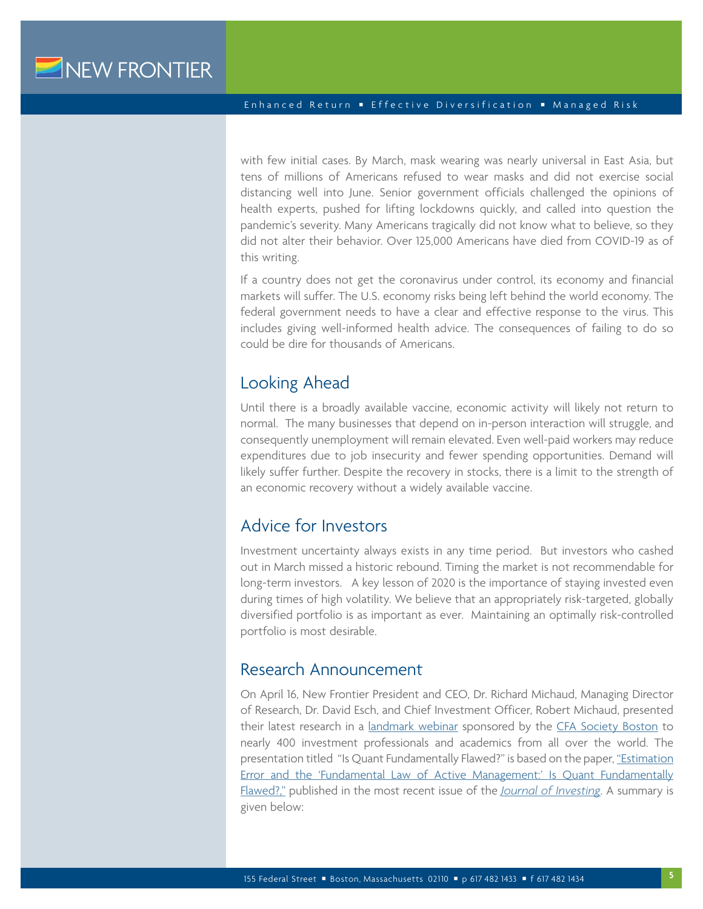with few initial cases. By March, mask wearing was nearly universal in East Asia, but tens of millions of Americans refused to wear masks and did not exercise social distancing well into June. Senior government officials challenged the opinions of health experts, pushed for lifting lockdowns quickly, and called into question the pandemic's severity. Many Americans tragically did not know what to believe, so they did not alter their behavior. Over 125,000 Americans have died from COVID-19 as of this writing.

If a country does not get the coronavirus under control, its economy and financial markets will suffer. The U.S. economy risks being left behind the world economy. The federal government needs to have a clear and effective response to the virus. This includes giving well-informed health advice. The consequences of failing to do so could be dire for thousands of Americans.

## Looking Ahead

Until there is a broadly available vaccine, economic activity will likely not return to normal. The many businesses that depend on in-person interaction will struggle, and consequently unemployment will remain elevated. Even well-paid workers may reduce expenditures due to job insecurity and fewer spending opportunities. Demand will likely suffer further. Despite the recovery in stocks, there is a limit to the strength of an economic recovery without a widely available vaccine.

## Advice for Investors

Investment uncertainty always exists in any time period. But investors who cashed out in March missed a historic rebound. Timing the market is not recommendable for long-term investors. A key lesson of 2020 is the importance of staying invested even during times of high volatility. We believe that an appropriately risk-targeted, globally diversified portfolio is as important as ever. Maintaining an optimally risk-controlled portfolio is most desirable.

## Research Announcement

On April 16, New Frontier President and CEO, Dr. Richard Michaud, Managing Director of Research, Dr. David Esch, and Chief Investment Officer, Robert Michaud, presented their latest research in a landmark webinar sponsored by the CFA Society Boston to nearly 400 investment professionals and academics from all over the world. The presentation titled "Is Quant Fundamentally Flawed?" is based on the paper, "Estimation Error and the 'Fundamental Law of Active Management:' Is Quant Fundamentally Flawed?," published in the most recent issue of the *Journal of Investing*. A summary is given below: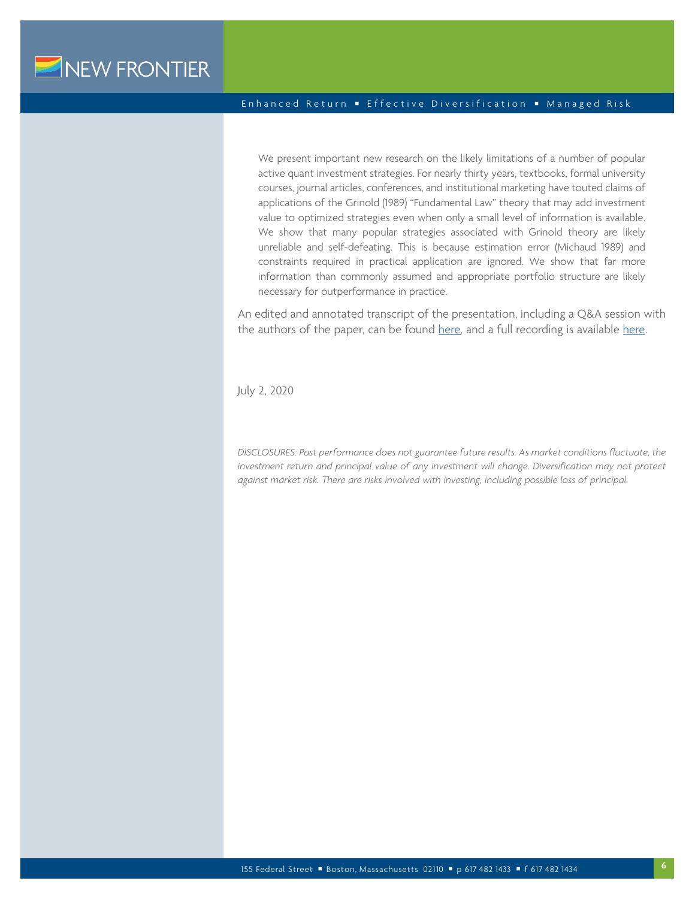We present important new research on the likely limitations of a number of popular active quant investment strategies. For nearly thirty years, textbooks, formal university courses, journal articles, conferences, and institutional marketing have touted claims of applications of the Grinold (1989) "Fundamental Law" theory that may add investment value to optimized strategies even when only a small level of information is available. We show that many popular strategies associated with Grinold theory are likely unreliable and self-defeating. This is because estimation error (Michaud 1989) and constraints required in practical application are ignored. We show that far more information than commonly assumed and appropriate portfolio structure are likely necessary for outperformance in practice.

An edited and annotated transcript of the presentation, including a Q&A session with the authors of the paper, can be found here, and a full recording is available here.

July 2, 2020

*DISCLOSURES: Past performance does not guarantee future results. As market conditions fluctuate, the investment return and principal value of any investment will change. Diversification may not protect against market risk. There are risks involved with investing, including possible loss of principal.*